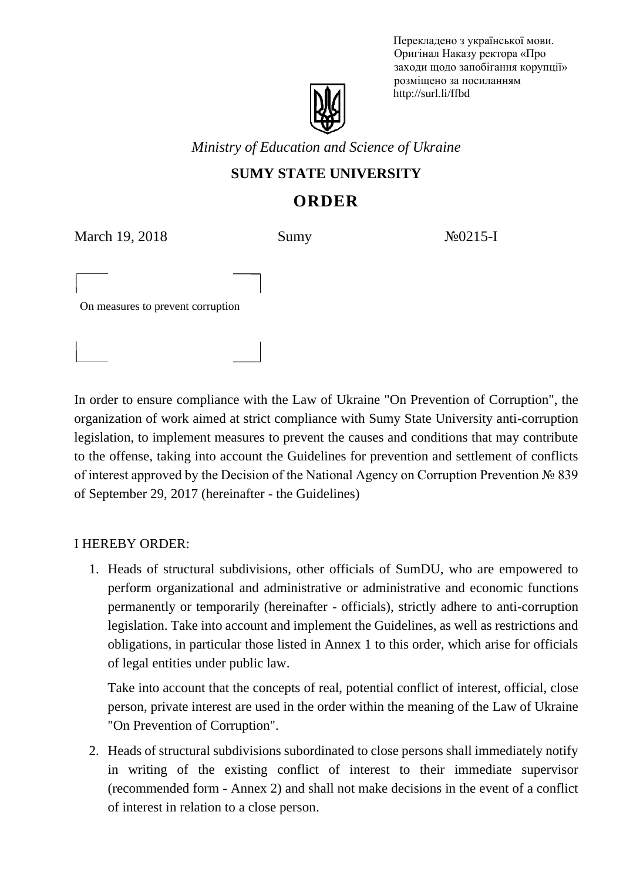Перекладено з української мови. Оригінал Наказу ректора «Про заходи щодо запобігання корупції» розміщено за посиланням http://surl.li/ffbd

*Ministry of Education and Science of Ukraine*

**SUMY STATE UNIVERSITY**

# ORDER

March 19, 2018 Sumy №0215-I

On measures to prevent corruption

In order to ensure compliance with the Law of Ukraine "On Prevention of Corruption", the organization of work aimed at strict compliance with Sumy State University anti-corruption legislation, to implement measures to prevent the causes and conditions that may contribute to the offense, taking into account the Guidelines for prevention and settlement of conflicts of interest approved by the Decision of the National Agency on Corruption Prevention № 839 of September 29, 2017 (hereinafter - the Guidelines)

I HEREBY ORDER:

1. Heads of structural subdivisions, other officials of SumDU, who are empowered to perform organizational and administrative or administrative and economic functions permanently or temporarily (hereinafter - officials), strictly adhere to anti-corruption legislation. Take into account and implement the Guidelines, as well as restrictions and obligations, in particular those listed in Annex 1 to this order, which arise for officials of legal entities under public law.

   Take into account that the concepts of real, potential conflict of interest, official, close person, private interest are used in the order within the meaning of the Law of Ukraine "On Prevention of Corruption".

2. Heads of structural subdivisions subordinated to close persons shall immediately notify in writing of the existing conflict of interest to their immediate supervisor (recommended form - Annex 2) and shall not make decisions in the event of a conflict of interest in relation to a close person.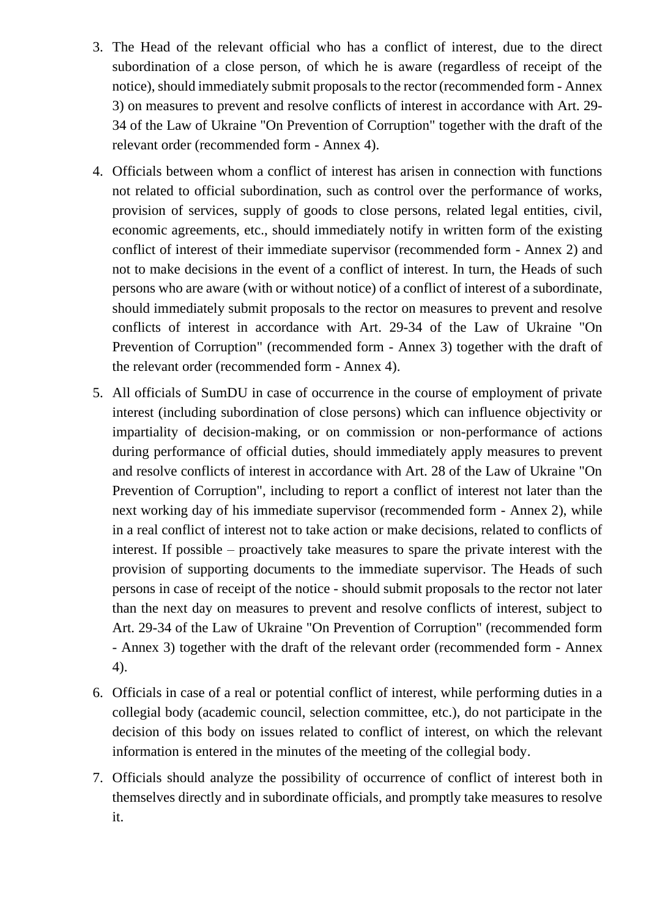3. The Head of the relevant official who has a conflict of interest, due to the direct subordination of a close person, of which he is aware (regardless of receipt of the notice), should immediately submit proposals to the rector (recommended form - Annex 3) on measures to prevent and resolve conflicts of interest in accordance with Art. 29-34 of the Law of Ukraine "On Prevention of Corruption" together with the draft of the relevant order (recommended form - Annex 4).
4. Officials between whom a conflict of interest has arisen in connection with functions not related to official subordination, such as control over the performance of works, provision of services, supply of goods to close persons, related legal entities, civil, economic agreements, etc., should immediately notify in written form of the existing conflict of interest of their immediate supervisor (recommended form - Annex 2) and not to make decisions in the event of a conflict of interest. In turn, the Heads of such persons who are aware (with or without notice) of a conflict of interest of a subordinate, should immediately submit proposals to the rector on measures to prevent and resolve conflicts of interest in accordance with Art. 29-34 of the Law of Ukraine "On Prevention of Corruption" (recommended form - Annex 3) together with the draft of the relevant order (recommended form - Annex 4).
5. All officials of SumDU in case of occurrence in the course of employment of private interest (including subordination of close persons) which can influence objectivity or impartiality of decision-making, or on commission or non-performance of actions during performance of official duties, should immediately apply measures to prevent and resolve conflicts of interest in accordance with Art. 28 of the Law of Ukraine "On Prevention of Corruption", including to report a conflict of interest not later than the next working day of his immediate supervisor (recommended form - Annex 2), while in a real conflict of interest not to take action or make decisions, related to conflicts of interest. If possible – proactively take measures to spare the private interest with the provision of supporting documents to the immediate supervisor. The Heads of such persons in case of receipt of the notice - should submit proposals to the rector not later than the next day on measures to prevent and resolve conflicts of interest, subject to Art. 29-34 of the Law of Ukraine "On Prevention of Corruption" (recommended form - Annex 3) together with the draft of the relevant order (recommended form - Annex 4).
6. Officials in case of a real or potential conflict of interest, while performing duties in a collegial body (academic council, selection committee, etc.), do not participate in the decision of this body on issues related to conflict of interest, on which the relevant information is entered in the minutes of the meeting of the collegial body.
7. Officials should analyze the possibility of occurrence of conflict of interest both in themselves directly and in subordinate officials, and promptly take measures to resolve it.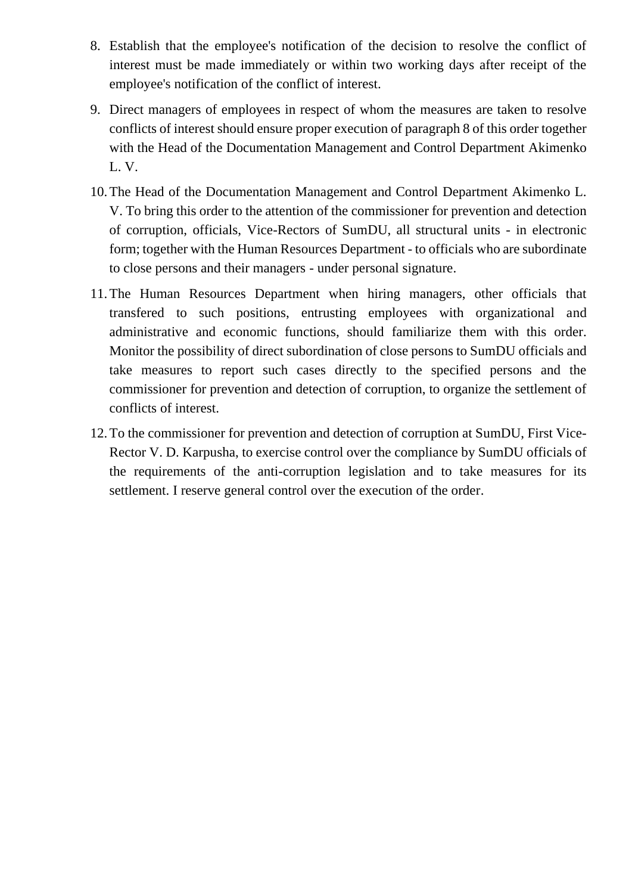8. Establish that the employee's notification of the decision to resolve the conflict of interest must be made immediately or within two working days after receipt of the employee's notification of the conflict of interest.
9. Direct managers of employees in respect of whom the measures are taken to resolve conflicts of interest should ensure proper execution of paragraph 8 of this order together with the Head of the Documentation Management and Control Department Akimenko L. V.
10. The Head of the Documentation Management and Control Department Akimenko L. V. To bring this order to the attention of the commissioner for prevention and detection of corruption, officials, Vice-Rectors of SumDU, all structural units - in electronic form; together with the Human Resources Department - to officials who are subordinate to close persons and their managers - under personal signature.
11. The Human Resources Department when hiring managers, other officials that transfered to such positions, entrusting employees with organizational and administrative and economic functions, should familiarize them with this order. Monitor the possibility of direct subordination of close persons to SumDU officials and take measures to report such cases directly to the specified persons and the commissioner for prevention and detection of corruption, to organize the settlement of conflicts of interest.
12. To the commissioner for prevention and detection of corruption at SumDU, First Vice-Rector V. D. Karpusha, to exercise control over the compliance by SumDU officials of the requirements of the anti-corruption legislation and to take measures for its settlement. I reserve general control over the execution of the order.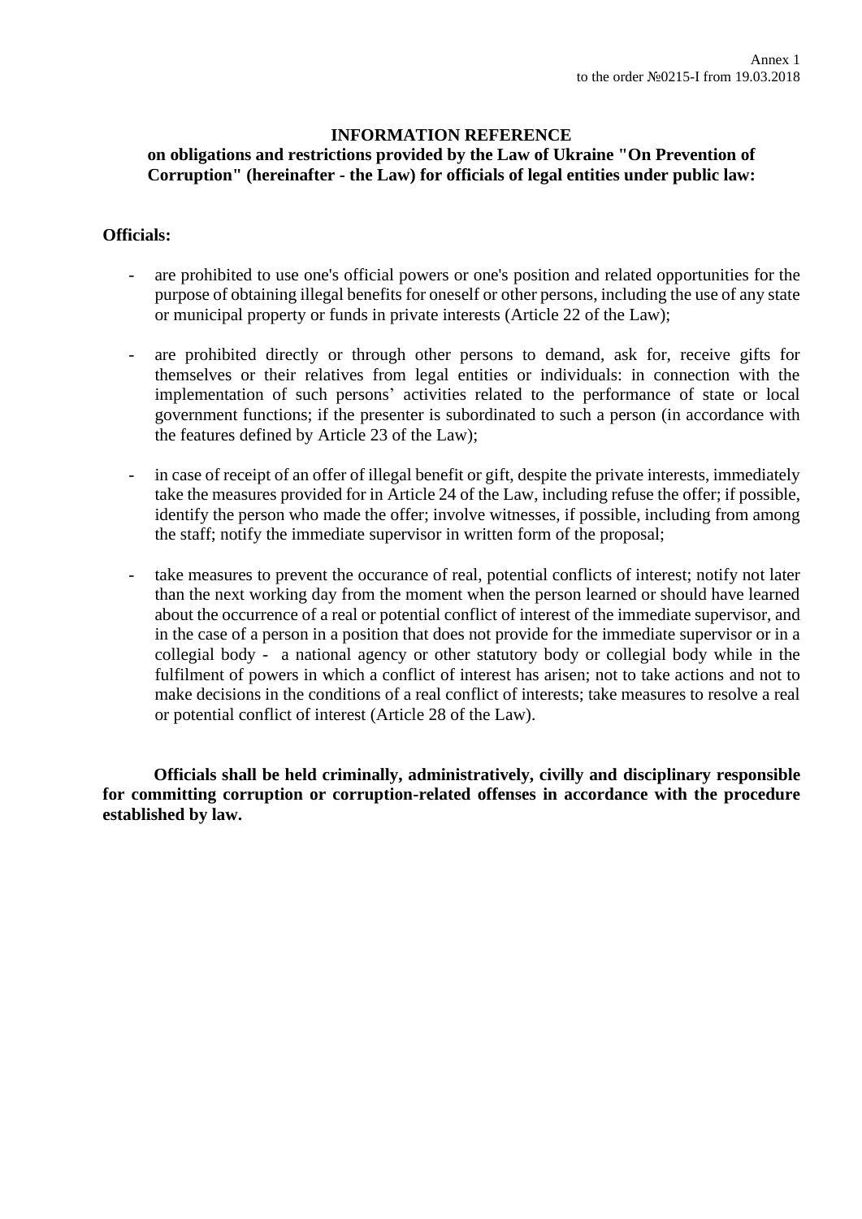Annex 1
to the order №0215-I from 19.03.2018

**INFORMATION REFERENCE**
**on obligations and restrictions provided by the Law of Ukraine "On Prevention of Corruption" (hereinafter - the Law) for officials of legal entities under public law:**

**Officials:**

- are prohibited to use one's official powers or one's position and related opportunities for the purpose of obtaining illegal benefits for oneself or other persons, including the use of any state or municipal property or funds in private interests (Article 22 of the Law);

- are prohibited directly or through other persons to demand, ask for, receive gifts for themselves or their relatives from legal entities or individuals: in connection with the implementation of such persons' activities related to the performance of state or local government functions; if the presenter is subordinated to such a person (in accordance with the features defined by Article 23 of the Law);

- in case of receipt of an offer of illegal benefit or gift, despite the private interests, immediately take the measures provided for in Article 24 of the Law, including refuse the offer; if possible, identify the person who made the offer; involve witnesses, if possible, including from among the staff; notify the immediate supervisor in written form of the proposal;

- take measures to prevent the occurance of real, potential conflicts of interest; notify not later than the next working day from the moment when the person learned or should have learned about the occurrence of a real or potential conflict of interest of the immediate supervisor, and in the case of a person in a position that does not provide for the immediate supervisor or in a collegial body - a national agency or other statutory body or collegial body while in the fulfilment of powers in which a conflict of interest has arisen; not to take actions and not to make decisions in the conditions of a real conflict of interests; take measures to resolve a real or potential conflict of interest (Article 28 of the Law).

**Officials shall be held criminally, administratively, civilly and disciplinary responsible for committing corruption or corruption-related offenses in accordance with the procedure established by law.**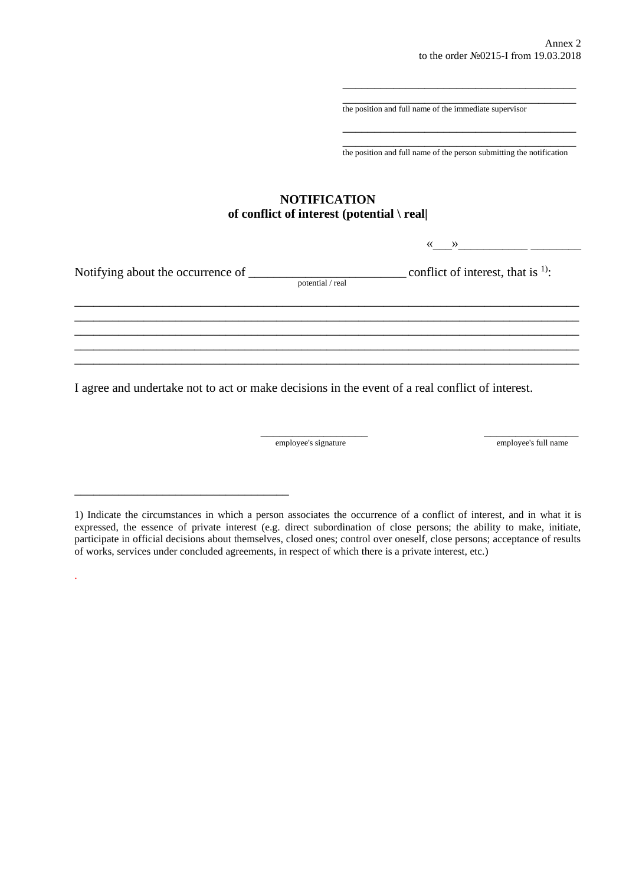Annex 2
to the order №0215-I from 19.03.2018

___________________________________________
___________________________________________
the position and full name of the immediate supervisor

___________________________________________
___________________________________________
the position and full name of the person submitting the notification

**NOTIFICATION**
**of conflict of interest (potential \ real|**

«___»_____________ _________

Notifying about the occurrence of _________________________ conflict of interest, that is [1]:
potential / real

_______________________________________________________________________________
_______________________________________________________________________________
_______________________________________________________________________________
_______________________________________________________________________________
_______________________________________________________________________________

I agree and undertake not to act or make decisions in the event of a real conflict of interest.

____________________ __________________
employee's signature employee's full name

_____________________________________

1) Indicate the circumstances in which a person associates the occurrence of a conflict of interest, and in what it is expressed, the essence of private interest (e.g. direct subordination of close persons; the ability to make, initiate, participate in official decisions about themselves, closed ones; control over oneself, close persons; acceptance of results of works, services under concluded agreements, in respect of which there is a private interest, etc.)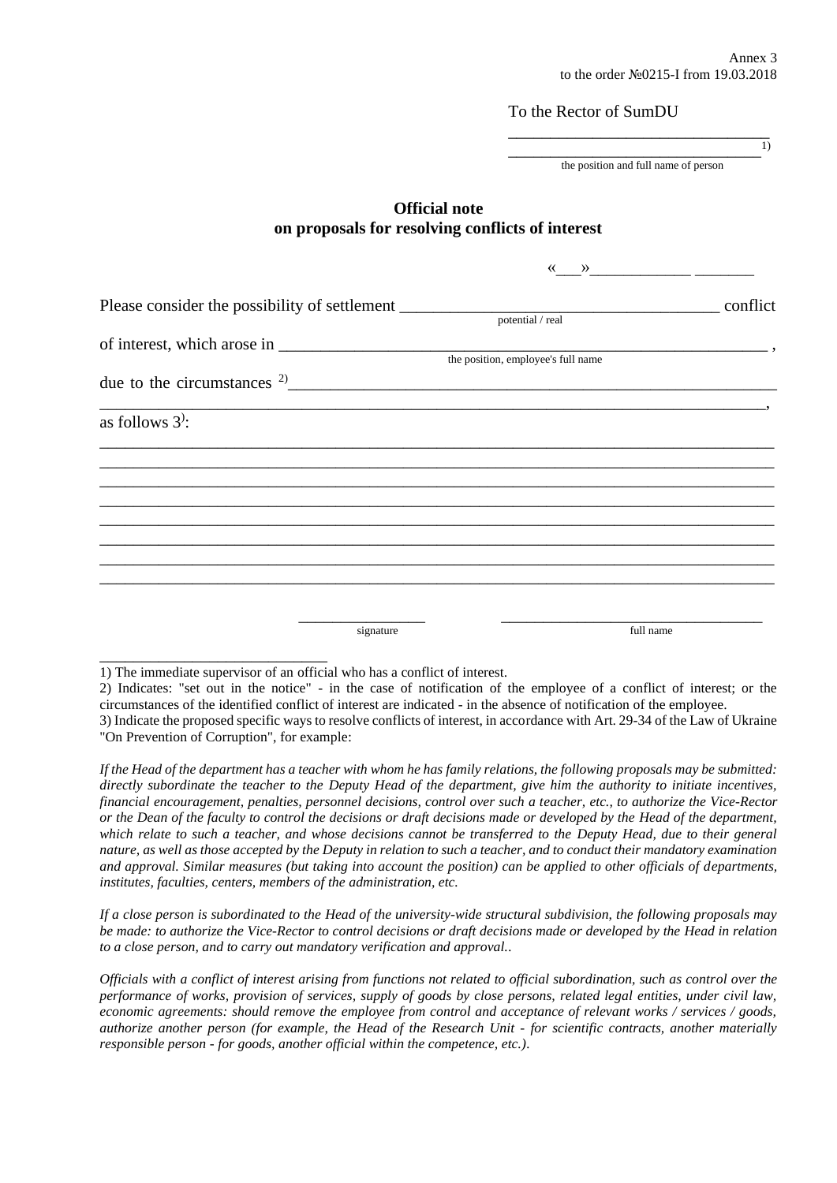Annex 3
to the order №0215-I from 19.03.2018

To the Rector of SumDU

_________________________________

_________________________________ 1)

the position and full name of person

**Official note**
**on proposals for resolving conflicts of interest**

«___»_____________ ________

Please consider the possibility of settlement ______________________________________ conflict
potential / real

of interest, which arose in ___________________________________________________________ ,
the position, employee's full name

due to the circumstances 2)____________________________________________________________

______________________________________________________________________________,

as follows 3):

______________________________________________________________________________

______________________________________________________________________________

______________________________________________________________________________

______________________________________________________________________________

______________________________________________________________________________

______________________________________________________________________________

______________________________________________________________________________

______________________________________________________________________________

_______________ ________________________________
signature full name

______________________________

1) The immediate supervisor of an official who has a conflict of interest.

2) Indicates: "set out in the notice" - in the case of notification of the employee of a conflict of interest; or the circumstances of the identified conflict of interest are indicated - in the absence of notification of the employee.

3) Indicate the proposed specific ways to resolve conflicts of interest, in accordance with Art. 29-34 of the Law of Ukraine "On Prevention of Corruption", for example:

*If the Head of the department has a teacher with whom he has family relations, the following proposals may be submitted: directly subordinate the teacher to the Deputy Head of the department, give him the authority to initiate incentives, financial encouragement, penalties, personnel decisions, control over such a teacher, etc., to authorize the Vice-Rector or the Dean of the faculty to control the decisions or draft decisions made or developed by the Head of the department, which relate to such a teacher, and whose decisions cannot be transferred to the Deputy Head, due to their general nature, as well as those accepted by the Deputy in relation to such a teacher, and to conduct their mandatory examination and approval. Similar measures (but taking into account the position) can be applied to other officials of departments, institutes, faculties, centers, members of the administration, etc.*

*If a close person is subordinated to the Head of the university-wide structural subdivision, the following proposals may be made: to authorize the Vice-Rector to control decisions or draft decisions made or developed by the Head in relation to a close person, and to carry out mandatory verification and approval..*

*Officials with a conflict of interest arising from functions not related to official subordination, such as control over the performance of works, provision of services, supply of goods by close persons, related legal entities, under civil law, economic agreements: should remove the employee from control and acceptance of relevant works / services / goods, authorize another person (for example, the Head of the Research Unit - for scientific contracts, another materially responsible person - for goods, another official within the competence, etc.).*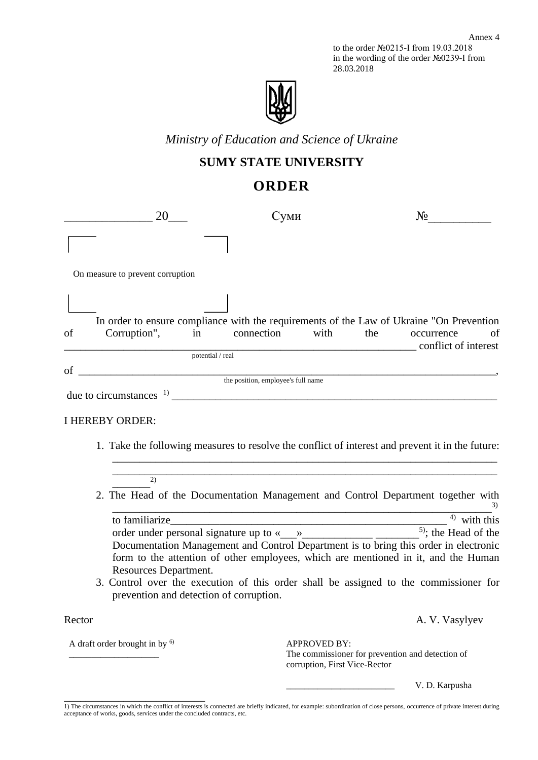Annex 4
to the order №0215-I from 19.03.2018
in the wording of the order №0239-I from 28.03.2018

*Ministry of Education and Science of Ukraine*

**SUMY STATE UNIVERSITY**

# ORDER

______________ 20___ Суми №__________

On measure to prevent corruption

In order to ensure compliance with the requirements of the Law of Ukraine "On Prevention of Corruption", in connection with the occurrence of ______________________________________________________________ conflict of interest
potential / real

of __________________________________________________________________________,
the position, employee's full name

due to circumstances [1] ____________________________________________________________

I HEREBY ORDER:

1. Take the following measures to resolve the conflict of interest and prevent it in the future: ______________________________________________________________________ ______________________________________________________________________ _______ [2]
2. The Head of the Documentation Management and Control Department together with _____________________________________________________________________ [3] to familiarize____________________________________________________ [4] with this order under personal signature up to «___»_____________ ________ [5]; the Head of the Documentation Management and Control Department is to bring this order in electronic form to the attention of other employees, which are mentioned in it, and the Human Resources Department.
3. Control over the execution of this order shall be assigned to the commissioner for prevention and detection of corruption.

Rector A. V. Vasylyev

A draft order brought in by [6]
___________________

APPROVED BY:
The commissioner for prevention and detection of corruption, First Vice-Rector

_______________________ V. D. Karpusha

---

1) The circumstances in which the conflict of interests is connected are briefly indicated, for example: subordination of close persons, occurrence of private interest during acceptance of works, goods, services under the concluded contracts, etc.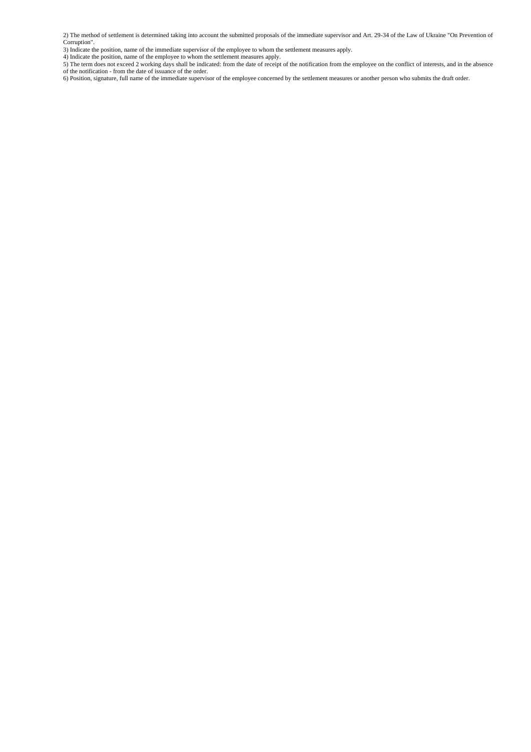2) The method of settlement is determined taking into account the submitted proposals of the immediate supervisor and Art. 29-34 of the Law of Ukraine "On Prevention of Corruption".

3) Indicate the position, name of the immediate supervisor of the employee to whom the settlement measures apply.

4) Indicate the position, name of the employee to whom the settlement measures apply.

5) The term does not exceed 2 working days shall be indicated: from the date of receipt of the notification from the employee on the conflict of interests, and in the absence of the notification - from the date of issuance of the order.

6) Position, signature, full name of the immediate supervisor of the employee concerned by the settlement measures or another person who submits the draft order.